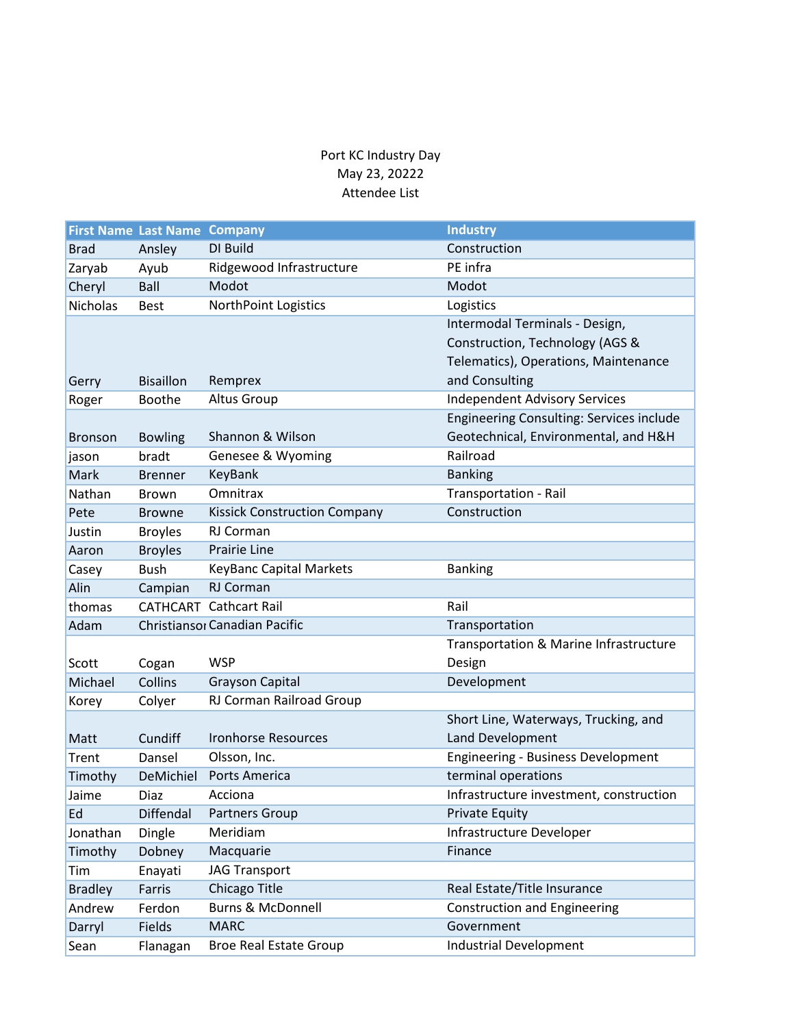Port KC Industry Day
May 23, 20222
Attendee List

| First Name | Last Name | Company | Industry |
|---|---|---|---|
| Brad | Ansley | DI Build | Construction |
| Zaryab | Ayub | Ridgewood Infrastructure | PE infra |
| Cheryl | Ball | Modot | Modot |
| Nicholas | Best | NorthPoint Logistics | Logistics |
| Gerry | Bisaillon | Remprex | Intermodal Terminals - Design, Construction, Technology (AGS & Telematics), Operations, Maintenance and Consulting |
| Roger | Boothe | Altus Group | Independent Advisory Services |
| Bronson | Bowling | Shannon & Wilson | Engineering Consulting: Services include Geotechnical, Environmental, and H&H |
| jason | bradt | Genesee & Wyoming | Railroad |
| Mark | Brenner | KeyBank | Banking |
| Nathan | Brown | Omnitrax | Transportation - Rail |
| Pete | Browne | Kissick Construction Company | Construction |
| Justin | Broyles | RJ Corman | |
| Aaron | Broyles | Prairie Line | |
| Casey | Bush | KeyBanc Capital Markets | Banking |
| Alin | Campian | RJ Corman | |
| thomas | CATHCART | Cathcart Rail | Rail |
| Adam | Christiansor | Canadian Pacific | Transportation |
| Scott | Cogan | WSP | Transportation & Marine Infrastructure Design |
| Michael | Collins | Grayson Capital | Development |
| Korey | Colyer | RJ Corman Railroad Group | |
| Matt | Cundiff | Ironhorse Resources | Short Line, Waterways, Trucking, and Land Development |
| Trent | Dansel | Olsson, Inc. | Engineering - Business Development |
| Timothy | DeMichiel | Ports America | terminal operations |
| Jaime | Diaz | Acciona | Infrastructure investment, construction |
| Ed | Diffendal | Partners Group | Private Equity |
| Jonathan | Dingle | Meridiam | Infrastructure Developer |
| Timothy | Dobney | Macquarie | Finance |
| Tim | Enayati | JAG Transport | |
| Bradley | Farris | Chicago Title | Real Estate/Title Insurance |
| Andrew | Ferdon | Burns & McDonnell | Construction and Engineering |
| Darryl | Fields | MARC | Government |
| Sean | Flanagan | Broe Real Estate Group | Industrial Development |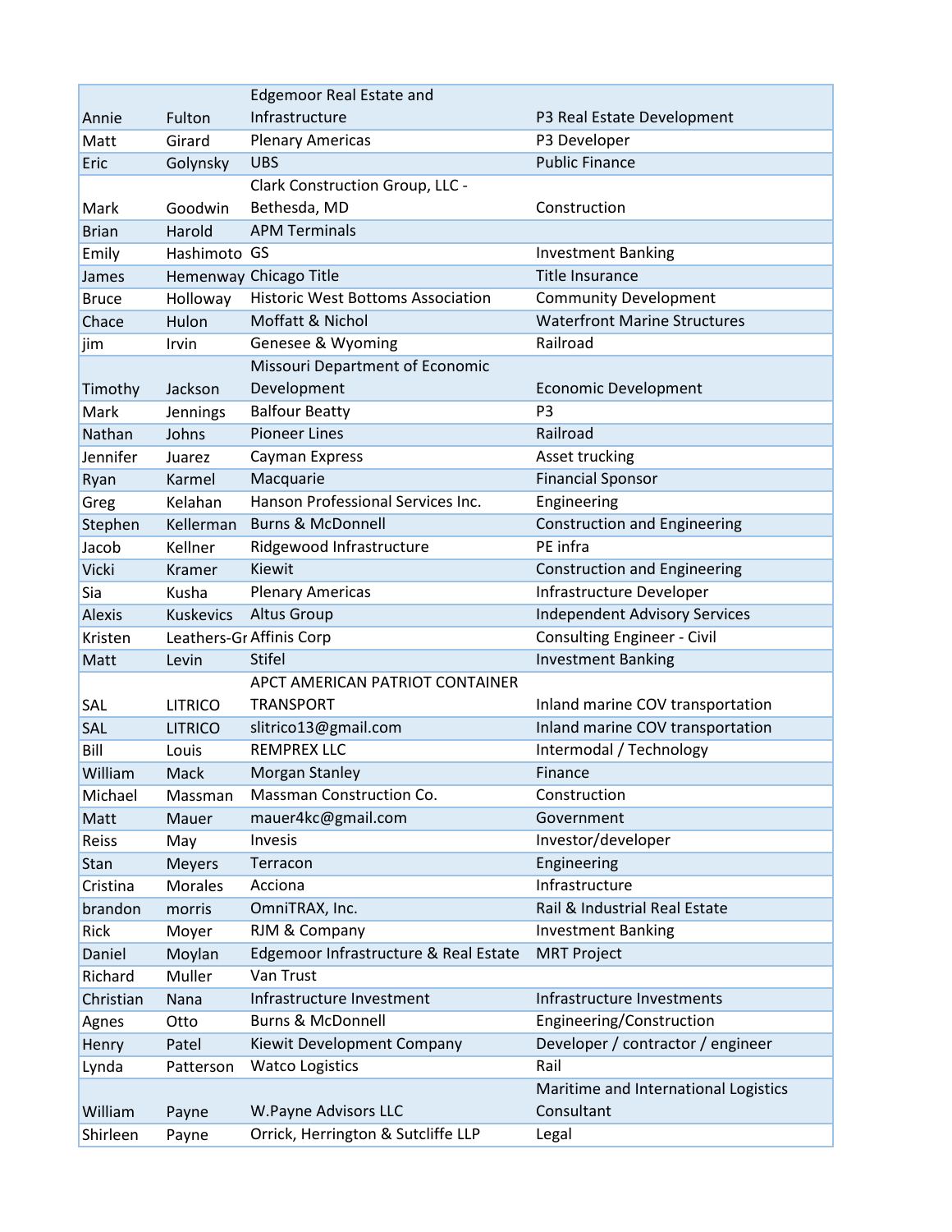| | | | |
|---|---|---|---|
| Annie | Fulton | Edgemoor Real Estate and Infrastructure | P3 Real Estate Development |
| Matt | Girard | Plenary Americas | P3 Developer |
| Eric | Golynsky | UBS | Public Finance |
| Mark | Goodwin | Clark Construction Group, LLC - Bethesda, MD | Construction |
| Brian | Harold | APM Terminals | |
| Emily | Hashimoto | GS | Investment Banking |
| James | Hemenway | Chicago Title | Title Insurance |
| Bruce | Holloway | Historic West Bottoms Association | Community Development |
| Chace | Hulon | Moffatt & Nichol | Waterfront Marine Structures |
| jim | Irvin | Genesee & Wyoming | Railroad |
| Timothy | Jackson | Missouri Department of Economic Development | Economic Development |
| Mark | Jennings | Balfour Beatty | P3 |
| Nathan | Johns | Pioneer Lines | Railroad |
| Jennifer | Juarez | Cayman Express | Asset trucking |
| Ryan | Karmel | Macquarie | Financial Sponsor |
| Greg | Kelahan | Hanson Professional Services Inc. | Engineering |
| Stephen | Kellerman | Burns & McDonnell | Construction and Engineering |
| Jacob | Kellner | Ridgewood Infrastructure | PE infra |
| Vicki | Kramer | Kiewit | Construction and Engineering |
| Sia | Kusha | Plenary Americas | Infrastructure Developer |
| Alexis | Kuskevics | Altus Group | Independent Advisory Services |
| Kristen | Leathers-Gr | Affinis Corp | Consulting Engineer - Civil |
| Matt | Levin | Stifel | Investment Banking |
| SAL | LITRICO | APCT AMERICAN PATRIOT CONTAINER TRANSPORT | Inland marine COV transportation |
| SAL | LITRICO | slitrico13@gmail.com | Inland marine COV transportation |
| Bill | Louis | REMPREX LLC | Intermodal / Technology |
| William | Mack | Morgan Stanley | Finance |
| Michael | Massman | Massman Construction Co. | Construction |
| Matt | Mauer | mauer4kc@gmail.com | Government |
| Reiss | May | Invesis | Investor/developer |
| Stan | Meyers | Terracon | Engineering |
| Cristina | Morales | Acciona | Infrastructure |
| brandon | morris | OmniTRAX, Inc. | Rail & Industrial Real Estate |
| Rick | Moyer | RJM & Company | Investment Banking |
| Daniel | Moylan | Edgemoor Infrastructure & Real Estate | MRT Project |
| Richard | Muller | Van Trust | |
| Christian | Nana | Infrastructure Investment | Infrastructure Investments |
| Agnes | Otto | Burns & McDonnell | Engineering/Construction |
| Henry | Patel | Kiewit Development Company | Developer / contractor / engineer |
| Lynda | Patterson | Watco Logistics | Rail |
| William | Payne | W.Payne Advisors LLC | Maritime and International Logistics Consultant |
| Shirleen | Payne | Orrick, Herrington & Sutcliffe LLP | Legal |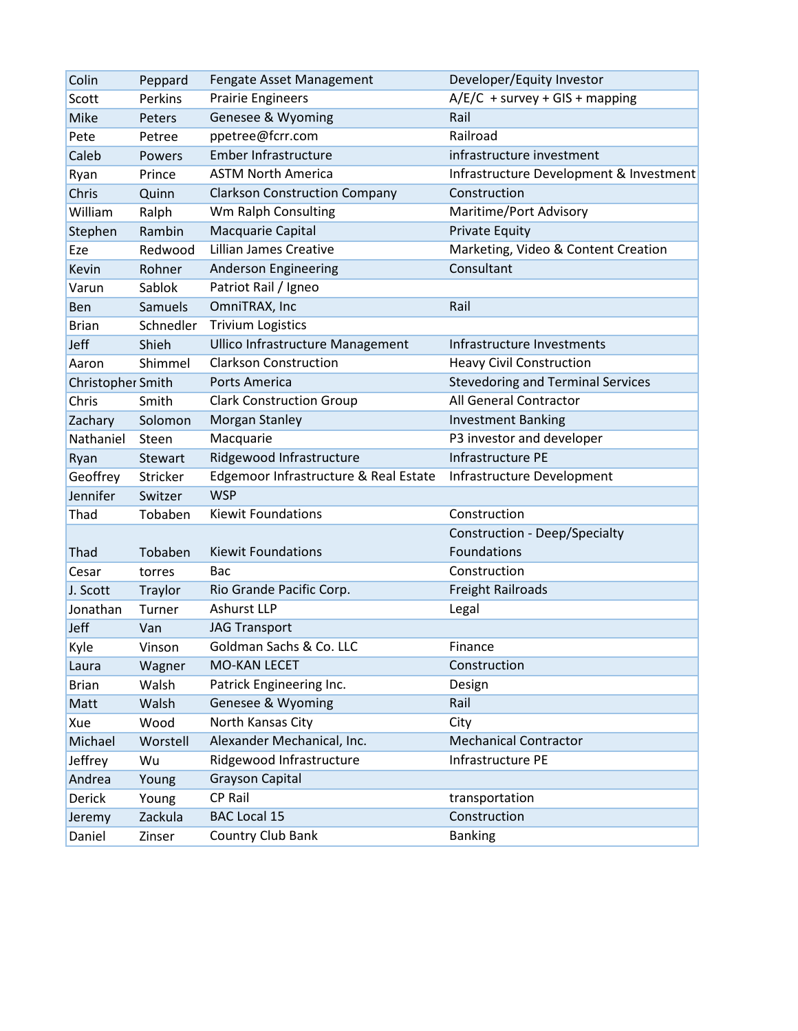| | | | |
|---|---|---|---|
| Colin | Peppard | Fengate Asset Management | Developer/Equity Investor |
| Scott | Perkins | Prairie Engineers | A/E/C + survey + GIS + mapping |
| Mike | Peters | Genesee & Wyoming | Rail |
| Pete | Petree | ppetree@fcrr.com | Railroad |
| Caleb | Powers | Ember Infrastructure | infrastructure investment |
| Ryan | Prince | ASTM North America | Infrastructure Development & Investment |
| Chris | Quinn | Clarkson Construction Company | Construction |
| William | Ralph | Wm Ralph Consulting | Maritime/Port Advisory |
| Stephen | Rambin | Macquarie Capital | Private Equity |
| Eze | Redwood | Lillian James Creative | Marketing, Video & Content Creation |
| Kevin | Rohner | Anderson Engineering | Consultant |
| Varun | Sablok | Patriot Rail / Igneo | |
| Ben | Samuels | OmniTRAX, Inc | Rail |
| Brian | Schnedler | Trivium Logistics | |
| Jeff | Shieh | Ullico Infrastructure Management | Infrastructure Investments |
| Aaron | Shimmel | Clarkson Construction | Heavy Civil Construction |
| Christopher | Smith | Ports America | Stevedoring and Terminal Services |
| Chris | Smith | Clark Construction Group | All General Contractor |
| Zachary | Solomon | Morgan Stanley | Investment Banking |
| Nathaniel | Steen | Macquarie | P3 investor and developer |
| Ryan | Stewart | Ridgewood Infrastructure | Infrastructure PE |
| Geoffrey | Stricker | Edgemoor Infrastructure & Real Estate | Infrastructure Development |
| Jennifer | Switzer | WSP | |
| Thad | Tobaben | Kiewit Foundations | Construction |
| Thad | Tobaben | Kiewit Foundations | Construction - Deep/Specialty Foundations |
| Cesar | torres | Bac | Construction |
| J. Scott | Traylor | Rio Grande Pacific Corp. | Freight Railroads |
| Jonathan | Turner | Ashurst LLP | Legal |
| Jeff | Van | JAG Transport | |
| Kyle | Vinson | Goldman Sachs & Co. LLC | Finance |
| Laura | Wagner | MO-KAN LECET | Construction |
| Brian | Walsh | Patrick Engineering Inc. | Design |
| Matt | Walsh | Genesee & Wyoming | Rail |
| Xue | Wood | North Kansas City | City |
| Michael | Worstell | Alexander Mechanical, Inc. | Mechanical Contractor |
| Jeffrey | Wu | Ridgewood Infrastructure | Infrastructure PE |
| Andrea | Young | Grayson Capital | |
| Derick | Young | CP Rail | transportation |
| Jeremy | Zackula | BAC Local 15 | Construction |
| Daniel | Zinser | Country Club Bank | Banking |